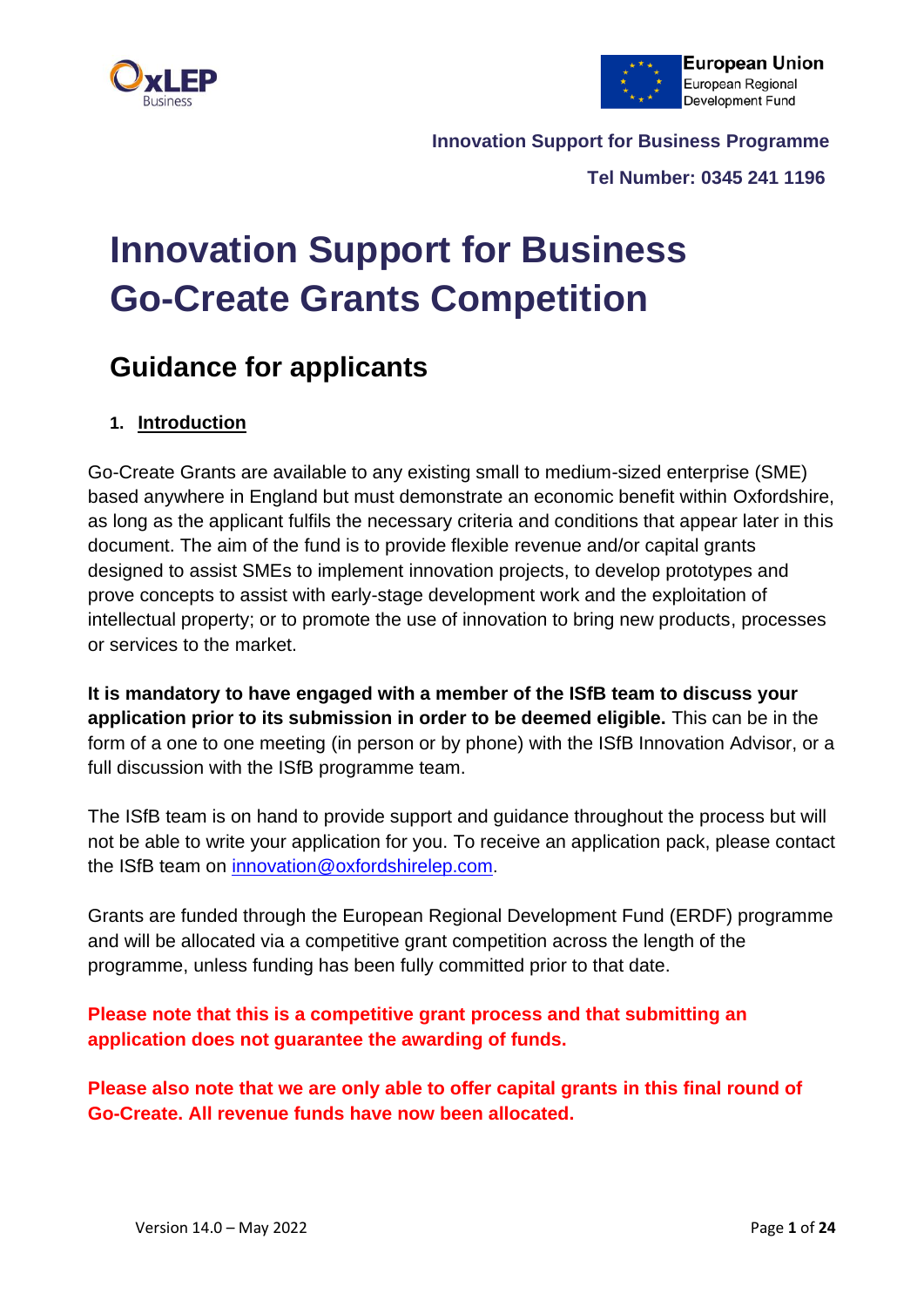Innovation Support for Business Programme

Tel Number: 0345 241 1196

# Innovation Support for Business Go-Create Grants Competition

## Guidance for applicants

### 1. Introduction

Go-Create Grants are available to any existing small to medium-sized enterprise (SME) based anywhere in England but must demonstrate an economic benefit within Oxfordshire, as long as the applicant fulfils the necessary criteria and conditions that appear later in this document. The aim of the fund is to provide flexible revenue and/or capital grants designed to assist SMEs to implement innovation projects, to develop prototypes and prove concepts to assist with early-stage development work and the exploitation of intellectual property; or to promote the use of innovation to bring new products, processes or services to the market.

**It is mandatory to have engaged with a member of the ISfB team to discuss your application prior to its submission in order to be deemed eligible.** This can be in the form of a one to one meeting (in person or by phone) with the ISfB Innovation Advisor, or a full discussion with the ISfB programme team.

The ISfB team is on hand to provide support and guidance throughout the process but will not be able to write your application for you. To receive an application pack, please contact the ISfB team on innovation@oxfordshirelep.com.

Grants are funded through the European Regional Development Fund (ERDF) programme and will be allocated via a competitive grant competition across the length of the programme, unless funding has been fully committed prior to that date.

**Please note that this is a competitive grant process and that submitting an application does not guarantee the awarding of funds.**

**Please also note that we are only able to offer capital grants in this final round of Go-Create. All revenue funds have now been allocated.**

Version 14.0 – May 2022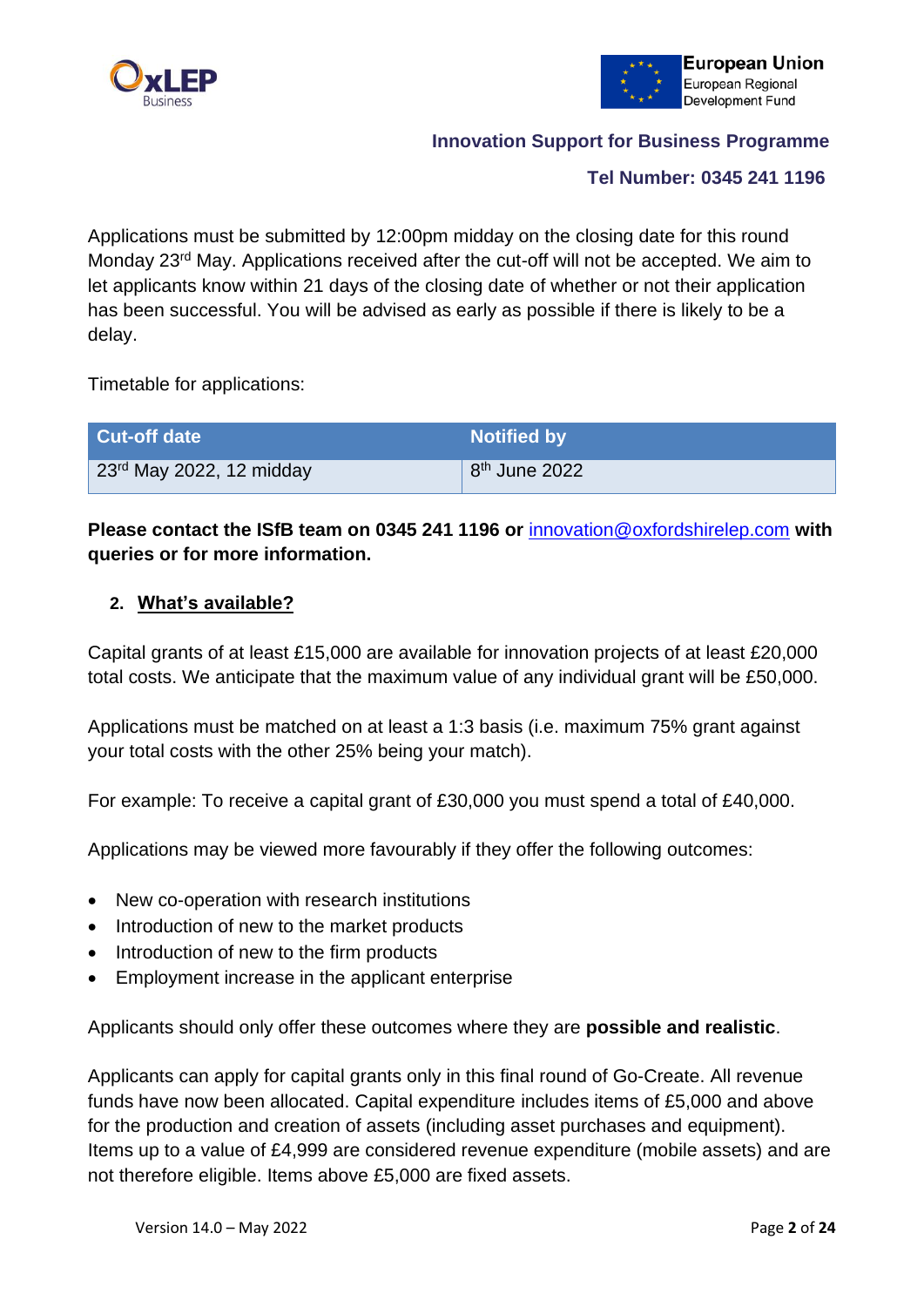Applications must be submitted by 12:00pm midday on the closing date for this round Monday 23rd May. Applications received after the cut-off will not be accepted. We aim to let applicants know within 21 days of the closing date of whether or not their application has been successful. You will be advised as early as possible if there is likely to be a delay.

Timetable for applications:

| Cut-off date | Notified by |
| --- | --- |
| 23rd May 2022, 12 midday | 8th June 2022 |

**Please contact the ISfB team on 0345 241 1196 or** [innovation@oxfordshirelep.com](mailto:innovation@oxfordshirelep.com) **with queries or for more information.**

## 2. What's available?

Capital grants of at least £15,000 are available for innovation projects of at least £20,000 total costs. We anticipate that the maximum value of any individual grant will be £50,000.

Applications must be matched on at least a 1:3 basis (i.e. maximum 75% grant against your total costs with the other 25% being your match).

For example: To receive a capital grant of £30,000 you must spend a total of £40,000.

Applications may be viewed more favourably if they offer the following outcomes:

- New co-operation with research institutions
- Introduction of new to the market products
- Introduction of new to the firm products
- Employment increase in the applicant enterprise

Applicants should only offer these outcomes where they are **possible and realistic**.

Applicants can apply for capital grants only in this final round of Go-Create. All revenue funds have now been allocated. Capital expenditure includes items of £5,000 and above for the production and creation of assets (including asset purchases and equipment). Items up to a value of £4,999 are considered revenue expenditure (mobile assets) and are not therefore eligible. Items above £5,000 are fixed assets.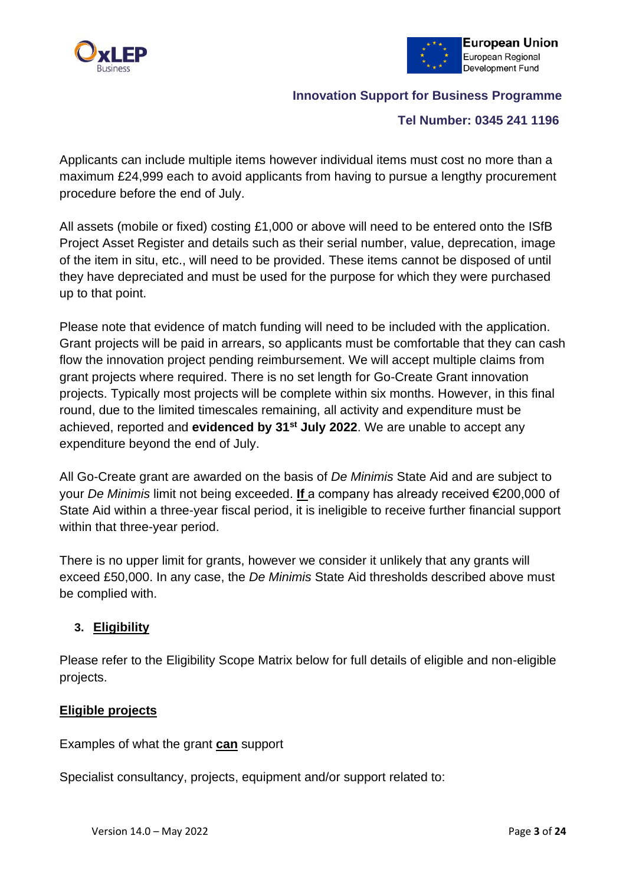Applicants can include multiple items however individual items must cost no more than a maximum £24,999 each to avoid applicants from having to pursue a lengthy procurement procedure before the end of July.

All assets (mobile or fixed) costing £1,000 or above will need to be entered onto the ISfB Project Asset Register and details such as their serial number, value, deprecation, image of the item in situ, etc., will need to be provided. These items cannot be disposed of until they have depreciated and must be used for the purpose for which they were purchased up to that point.

Please note that evidence of match funding will need to be included with the application. Grant projects will be paid in arrears, so applicants must be comfortable that they can cash flow the innovation project pending reimbursement. We will accept multiple claims from grant projects where required. There is no set length for Go-Create Grant innovation projects. Typically most projects will be complete within six months. However, in this final round, due to the limited timescales remaining, all activity and expenditure must be achieved, reported and **evidenced by 31st July 2022**. We are unable to accept any expenditure beyond the end of July.

All Go-Create grant are awarded on the basis of *De Minimis* State Aid and are subject to your *De Minimis* limit not being exceeded. **If** a company has already received €200,000 of State Aid within a three-year fiscal period, it is ineligible to receive further financial support within that three-year period.

There is no upper limit for grants, however we consider it unlikely that any grants will exceed £50,000. In any case, the *De Minimis* State Aid thresholds described above must be complied with.

## 3. Eligibility

Please refer to the Eligibility Scope Matrix below for full details of eligible and non-eligible projects.

### Eligible projects

Examples of what the grant **can** support

Specialist consultancy, projects, equipment and/or support related to: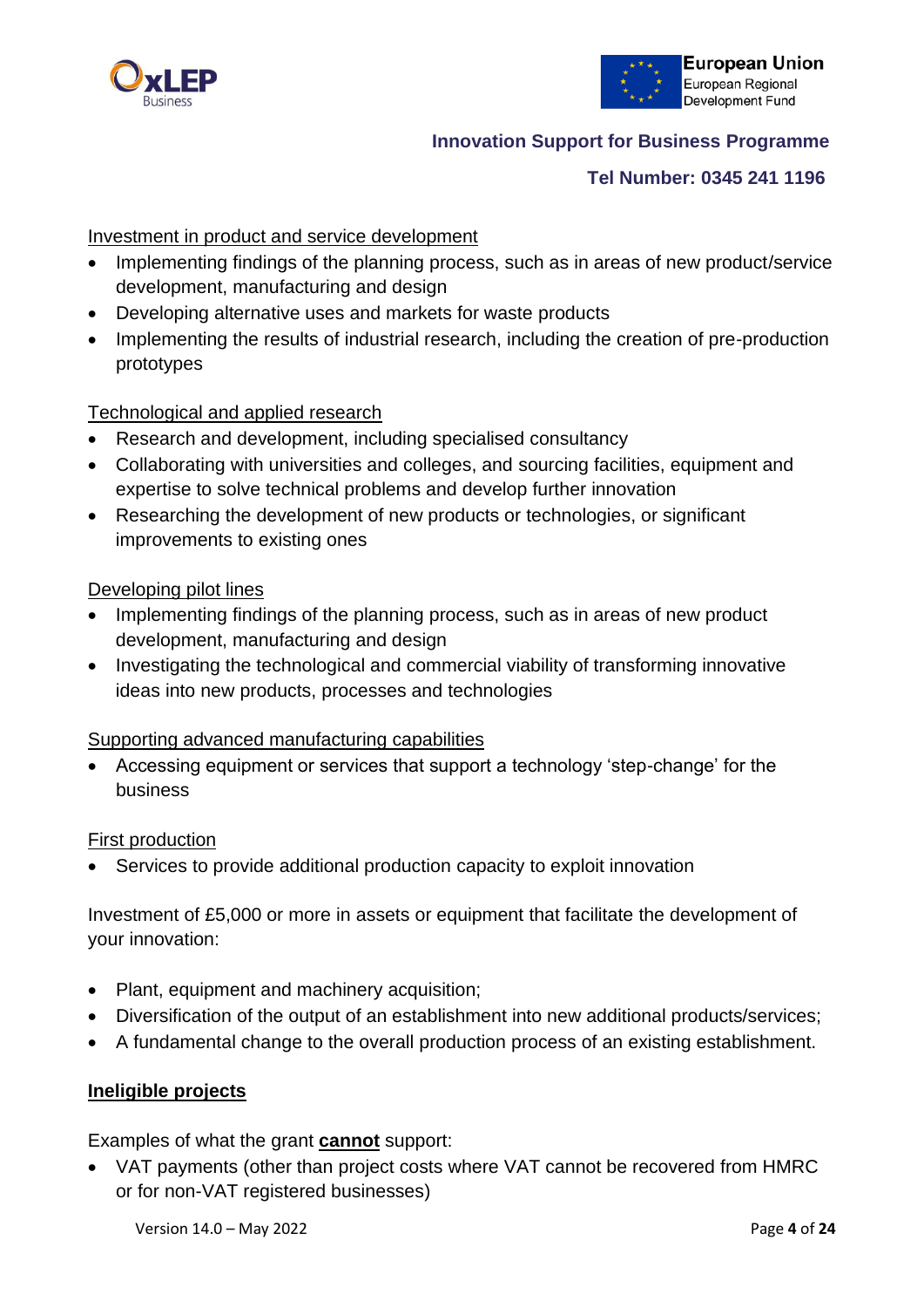Investment in product and service development

- Implementing findings of the planning process, such as in areas of new product/service development, manufacturing and design
- Developing alternative uses and markets for waste products
- Implementing the results of industrial research, including the creation of pre-production prototypes

Technological and applied research

- Research and development, including specialised consultancy
- Collaborating with universities and colleges, and sourcing facilities, equipment and expertise to solve technical problems and develop further innovation
- Researching the development of new products or technologies, or significant improvements to existing ones

Developing pilot lines

- Implementing findings of the planning process, such as in areas of new product development, manufacturing and design
- Investigating the technological and commercial viability of transforming innovative ideas into new products, processes and technologies

Supporting advanced manufacturing capabilities

- Accessing equipment or services that support a technology 'step-change' for the business

First production

- Services to provide additional production capacity to exploit innovation

Investment of £5,000 or more in assets or equipment that facilitate the development of your innovation:

- Plant, equipment and machinery acquisition;
- Diversification of the output of an establishment into new additional products/services;
- A fundamental change to the overall production process of an existing establishment.

**Ineligible projects**

Examples of what the grant **cannot** support:

- VAT payments (other than project costs where VAT cannot be recovered from HMRC or for non-VAT registered businesses)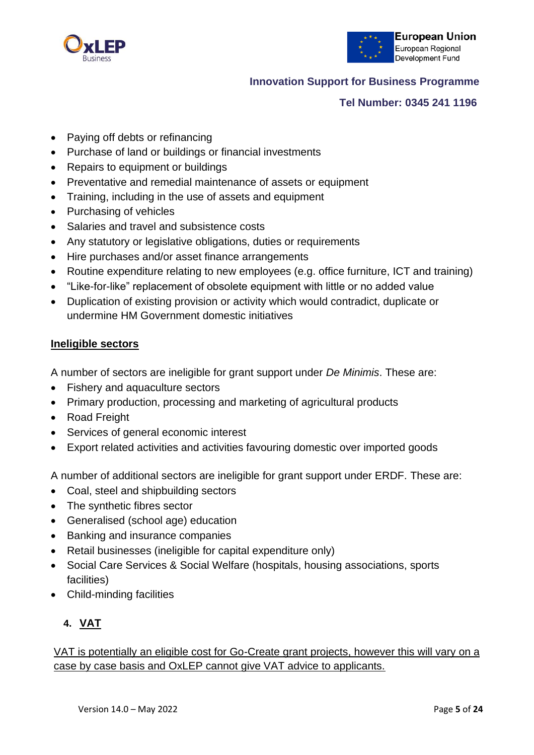- Paying off debts or refinancing
- Purchase of land or buildings or financial investments
- Repairs to equipment or buildings
- Preventative and remedial maintenance of assets or equipment
- Training, including in the use of assets and equipment
- Purchasing of vehicles
- Salaries and travel and subsistence costs
- Any statutory or legislative obligations, duties or requirements
- Hire purchases and/or asset finance arrangements
- Routine expenditure relating to new employees (e.g. office furniture, ICT and training)
- "Like-for-like" replacement of obsolete equipment with little or no added value
- Duplication of existing provision or activity which would contradict, duplicate or undermine HM Government domestic initiatives

**Ineligible sectors**

A number of sectors are ineligible for grant support under *De Minimis*. These are:

- Fishery and aquaculture sectors
- Primary production, processing and marketing of agricultural products
- Road Freight
- Services of general economic interest
- Export related activities and activities favouring domestic over imported goods

A number of additional sectors are ineligible for grant support under ERDF. These are:

- Coal, steel and shipbuilding sectors
- The synthetic fibres sector
- Generalised (school age) education
- Banking and insurance companies
- Retail businesses (ineligible for capital expenditure only)
- Social Care Services & Social Welfare (hospitals, housing associations, sports facilities)
- Child-minding facilities

## 4. VAT

VAT is potentially an eligible cost for Go-Create grant projects, however this will vary on a case by case basis and OxLEP cannot give VAT advice to applicants.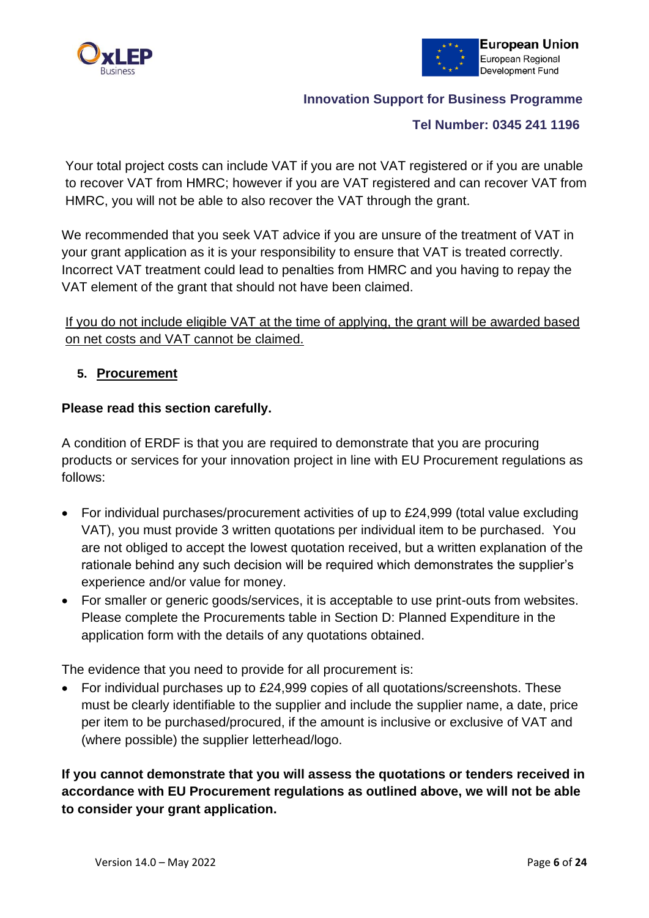Your total project costs can include VAT if you are not VAT registered or if you are unable to recover VAT from HMRC; however if you are VAT registered and can recover VAT from HMRC, you will not be able to also recover the VAT through the grant.

We recommended that you seek VAT advice if you are unsure of the treatment of VAT in your grant application as it is your responsibility to ensure that VAT is treated correctly. Incorrect VAT treatment could lead to penalties from HMRC and you having to repay the VAT element of the grant that should not have been claimed.

<u>If you do not include eligible VAT at the time of applying, the grant will be awarded based on net costs and VAT cannot be claimed.</u>

## 5. Procurement

**Please read this section carefully.**

A condition of ERDF is that you are required to demonstrate that you are procuring products or services for your innovation project in line with EU Procurement regulations as follows:

- For individual purchases/procurement activities of up to £24,999 (total value excluding VAT), you must provide 3 written quotations per individual item to be purchased. You are not obliged to accept the lowest quotation received, but a written explanation of the rationale behind any such decision will be required which demonstrates the supplier's experience and/or value for money.
- For smaller or generic goods/services, it is acceptable to use print-outs from websites. Please complete the Procurements table in Section D: Planned Expenditure in the application form with the details of any quotations obtained.

The evidence that you need to provide for all procurement is:

- For individual purchases up to £24,999 copies of all quotations/screenshots. These must be clearly identifiable to the supplier and include the supplier name, a date, price per item to be purchased/procured, if the amount is inclusive or exclusive of VAT and (where possible) the supplier letterhead/logo.

**If you cannot demonstrate that you will assess the quotations or tenders received in accordance with EU Procurement regulations as outlined above, we will not be able to consider your grant application.**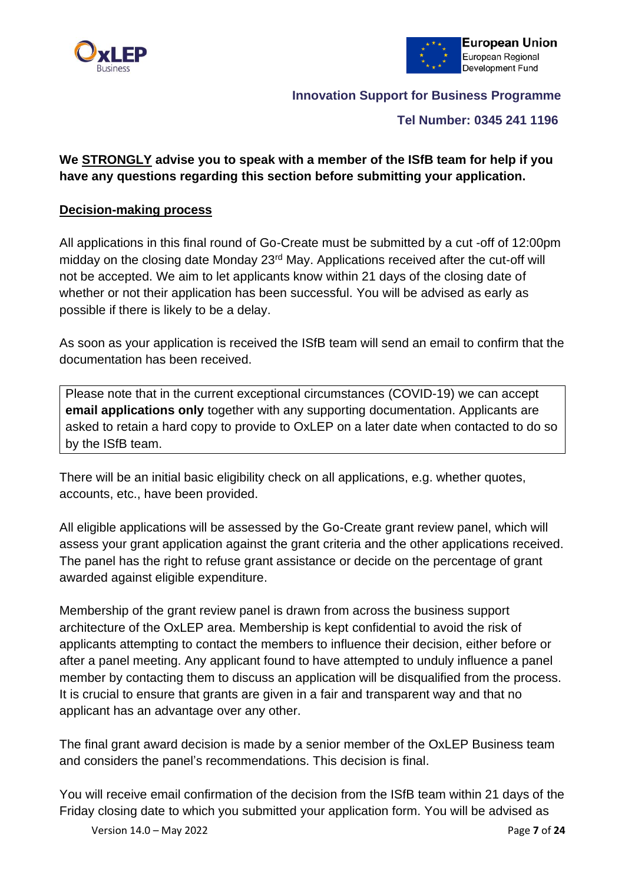**We STRONGLY advise you to speak with a member of the ISfB team for help if you have any questions regarding this section before submitting your application.**

## Decision-making process

All applications in this final round of Go-Create must be submitted by a cut -off of 12:00pm midday on the closing date Monday 23rd May. Applications received after the cut-off will not be accepted. We aim to let applicants know within 21 days of the closing date of whether or not their application has been successful. You will be advised as early as possible if there is likely to be a delay.

As soon as your application is received the ISfB team will send an email to confirm that the documentation has been received.

> Please note that in the current exceptional circumstances (COVID-19) we can accept **email applications only** together with any supporting documentation. Applicants are asked to retain a hard copy to provide to OxLEP on a later date when contacted to do so by the ISfB team.

There will be an initial basic eligibility check on all applications, e.g. whether quotes, accounts, etc., have been provided.

All eligible applications will be assessed by the Go-Create grant review panel, which will assess your grant application against the grant criteria and the other applications received. The panel has the right to refuse grant assistance or decide on the percentage of grant awarded against eligible expenditure.

Membership of the grant review panel is drawn from across the business support architecture of the OxLEP area. Membership is kept confidential to avoid the risk of applicants attempting to contact the members to influence their decision, either before or after a panel meeting. Any applicant found to have attempted to unduly influence a panel member by contacting them to discuss an application will be disqualified from the process. It is crucial to ensure that grants are given in a fair and transparent way and that no applicant has an advantage over any other.

The final grant award decision is made by a senior member of the OxLEP Business team and considers the panel's recommendations. This decision is final.

You will receive email confirmation of the decision from the ISfB team within 21 days of the Friday closing date to which you submitted your application form. You will be advised as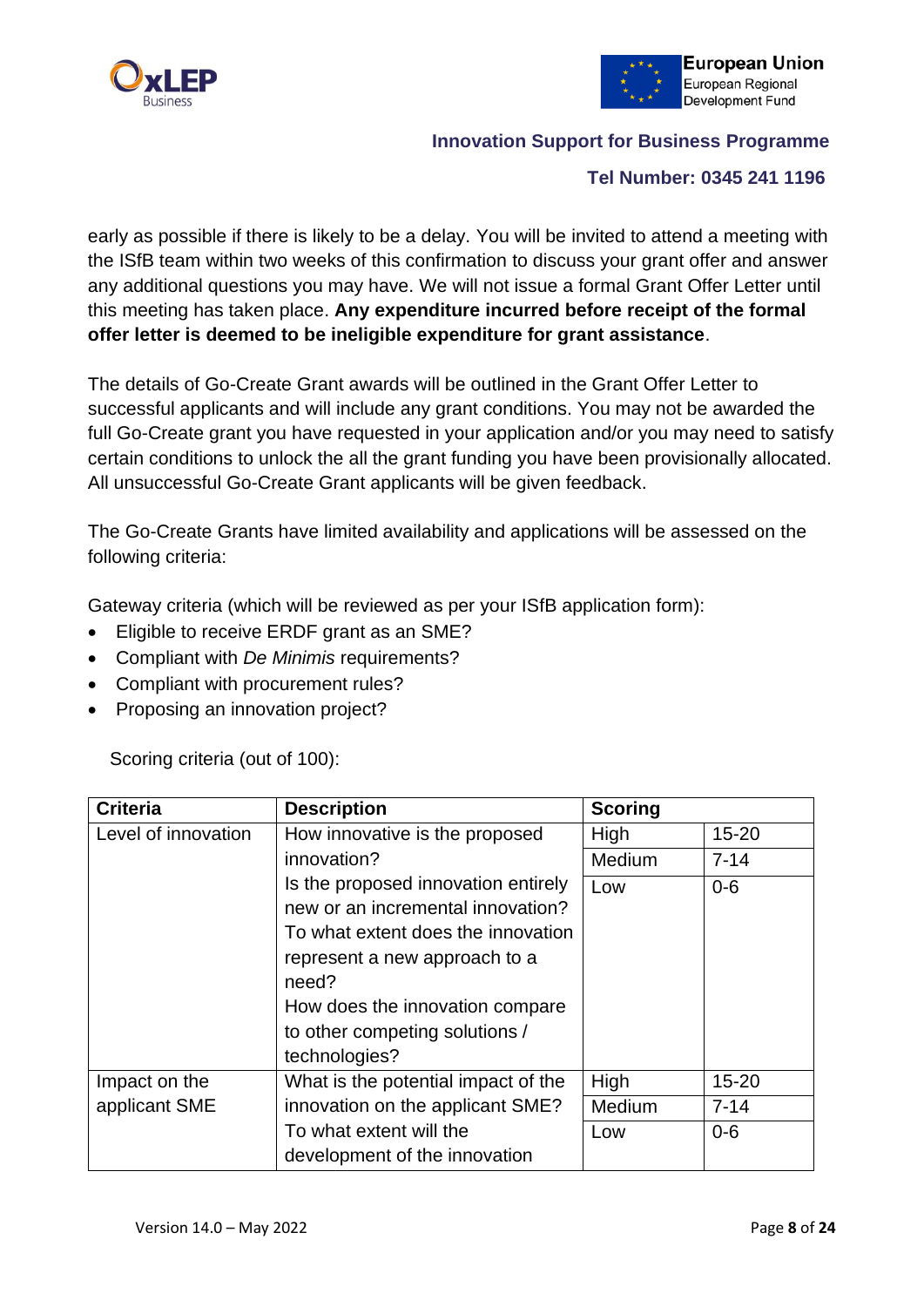early as possible if there is likely to be a delay. You will be invited to attend a meeting with the ISfB team within two weeks of this confirmation to discuss your grant offer and answer any additional questions you may have. We will not issue a formal Grant Offer Letter until this meeting has taken place. **Any expenditure incurred before receipt of the formal offer letter is deemed to be ineligible expenditure for grant assistance**.

The details of Go-Create Grant awards will be outlined in the Grant Offer Letter to successful applicants and will include any grant conditions. You may not be awarded the full Go-Create grant you have requested in your application and/or you may need to satisfy certain conditions to unlock the all the grant funding you have been provisionally allocated. All unsuccessful Go-Create Grant applicants will be given feedback.

The Go-Create Grants have limited availability and applications will be assessed on the following criteria:

Gateway criteria (which will be reviewed as per your ISfB application form):

- Eligible to receive ERDF grant as an SME?
- Compliant with *De Minimis* requirements?
- Compliant with procurement rules?
- Proposing an innovation project?

Scoring criteria (out of 100):

| Criteria | Description | Scoring | |
|---|---|---|---|
| Level of innovation | How innovative is the proposed innovation? Is the proposed innovation entirely new or an incremental innovation? To what extent does the innovation represent a new approach to a need? How does the innovation compare to other competing solutions / technologies? | High | 15-20 |
| | | Medium | 7-14 |
| | | Low | 0-6 |
| Impact on the applicant SME | What is the potential impact of the innovation on the applicant SME? To what extent will the development of the innovation | High | 15-20 |
| | | Medium | 7-14 |
| | | Low | 0-6 |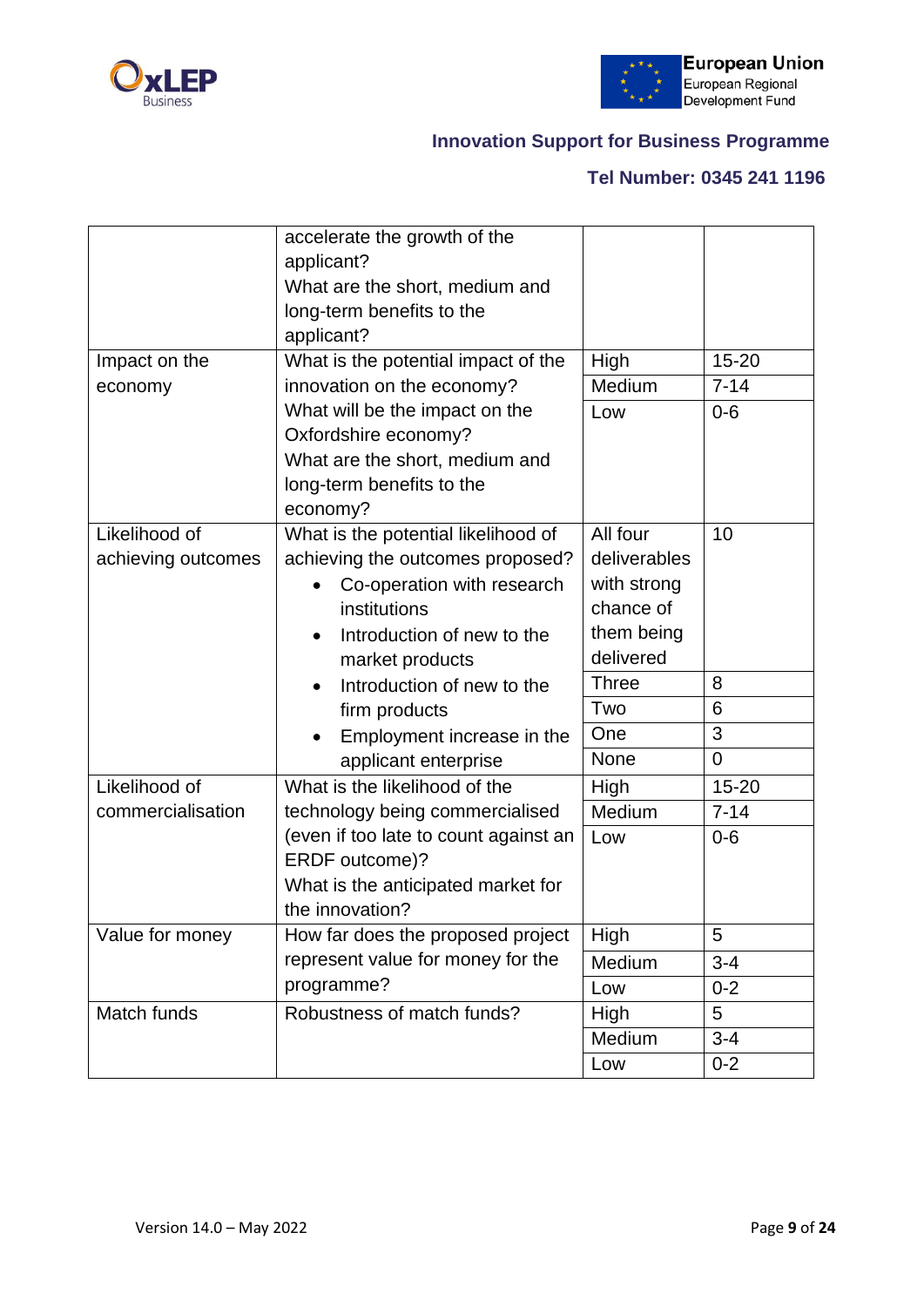| | | | |
|---|---|---|---|
| | accelerate the growth of the applicant?<br>What are the short, medium and long-term benefits to the applicant? | | |
| Impact on the economy | What is the potential impact of the innovation on the economy?<br>What will be the impact on the Oxfordshire economy?<br>What are the short, medium and long-term benefits to the economy? | High | 15-20 |
| | | Medium | 7-14 |
| | | Low | 0-6 |
| Likelihood of achieving outcomes | What is the potential likelihood of achieving the outcomes proposed?<br>• Co-operation with research institutions<br>• Introduction of new to the market products<br>• Introduction of new to the firm products<br>• Employment increase in the applicant enterprise | All four deliverables with strong chance of them being delivered | 10 |
| | | Three | 8 |
| | | Two | 6 |
| | | One | 3 |
| | | None | 0 |
| Likelihood of commercialisation | What is the likelihood of the technology being commercialised (even if too late to count against an ERDF outcome)?<br>What is the anticipated market for the innovation? | High | 15-20 |
| | | Medium | 7-14 |
| | | Low | 0-6 |
| Value for money | How far does the proposed project represent value for money for the programme? | High | 5 |
| | | Medium | 3-4 |
| | | Low | 0-2 |
| Match funds | Robustness of match funds? | High | 5 |
| | | Medium | 3-4 |
| | | Low | 0-2 |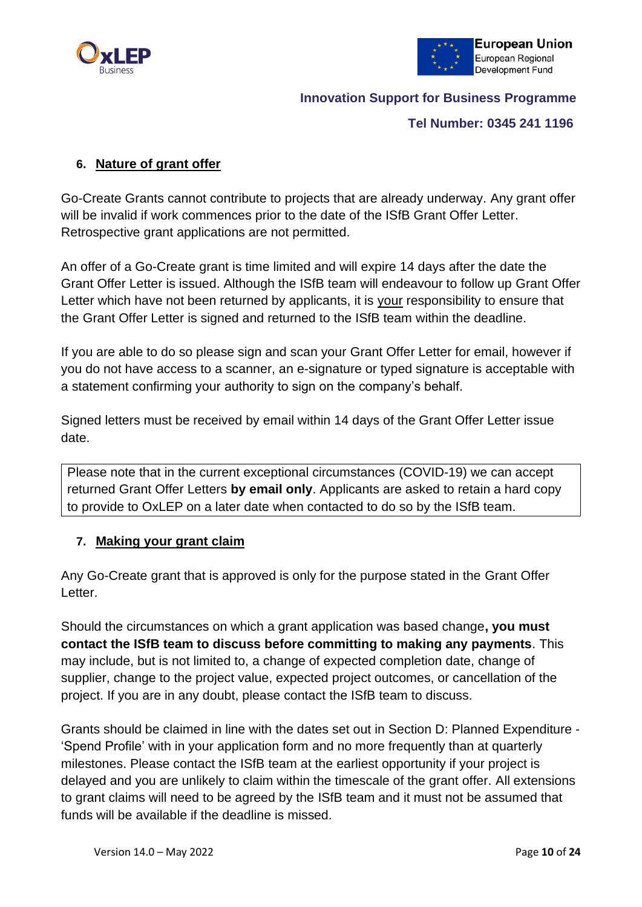## 6. Nature of grant offer

Go-Create Grants cannot contribute to projects that are already underway. Any grant offer will be invalid if work commences prior to the date of the ISfB Grant Offer Letter. Retrospective grant applications are not permitted.

An offer of a Go-Create grant is time limited and will expire 14 days after the date the Grant Offer Letter is issued. Although the ISfB team will endeavour to follow up Grant Offer Letter which have not been returned by applicants, it is your responsibility to ensure that the Grant Offer Letter is signed and returned to the ISfB team within the deadline.

If you are able to do so please sign and scan your Grant Offer Letter for email, however if you do not have access to a scanner, an e-signature or typed signature is acceptable with a statement confirming your authority to sign on the company's behalf.

Signed letters must be received by email within 14 days of the Grant Offer Letter issue date.

> Please note that in the current exceptional circumstances (COVID-19) we can accept returned Grant Offer Letters **by email only**. Applicants are asked to retain a hard copy to provide to OxLEP on a later date when contacted to do so by the ISfB team.

## 7. Making your grant claim

Any Go-Create grant that is approved is only for the purpose stated in the Grant Offer Letter.

Should the circumstances on which a grant application was based change**, you must contact the ISfB team to discuss before committing to making any payments**. This may include, but is not limited to, a change of expected completion date, change of supplier, change to the project value, expected project outcomes, or cancellation of the project. If you are in any doubt, please contact the ISfB team to discuss.

Grants should be claimed in line with the dates set out in Section D: Planned Expenditure - 'Spend Profile' with in your application form and no more frequently than at quarterly milestones. Please contact the ISfB team at the earliest opportunity if your project is delayed and you are unlikely to claim within the timescale of the grant offer. All extensions to grant claims will need to be agreed by the ISfB team and it must not be assumed that funds will be available if the deadline is missed.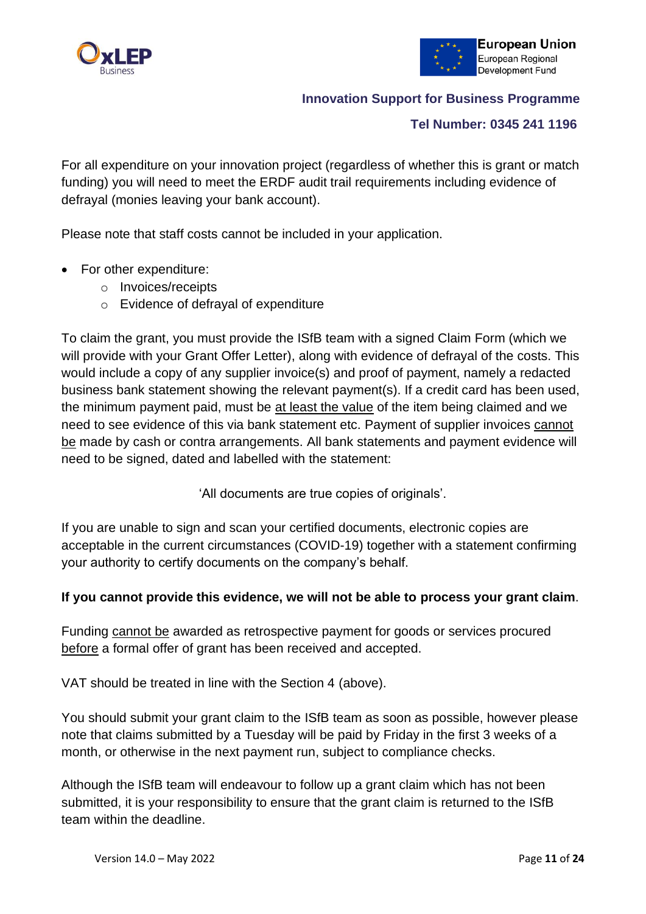For all expenditure on your innovation project (regardless of whether this is grant or match funding) you will need to meet the ERDF audit trail requirements including evidence of defrayal (monies leaving your bank account).

Please note that staff costs cannot be included in your application.

- For other expenditure:
  - Invoices/receipts
  - Evidence of defrayal of expenditure

To claim the grant, you must provide the ISfB team with a signed Claim Form (which we will provide with your Grant Offer Letter), along with evidence of defrayal of the costs. This would include a copy of any supplier invoice(s) and proof of payment, namely a redacted business bank statement showing the relevant payment(s). If a credit card has been used, the minimum payment paid, must be <u>at least the value</u> of the item being claimed and we need to see evidence of this via bank statement etc. Payment of supplier invoices <u>cannot be</u> made by cash or contra arrangements. All bank statements and payment evidence will need to be signed, dated and labelled with the statement:

'All documents are true copies of originals'.

If you are unable to sign and scan your certified documents, electronic copies are acceptable in the current circumstances (COVID-19) together with a statement confirming your authority to certify documents on the company's behalf.

**If you cannot provide this evidence, we will not be able to process your grant claim**.

Funding <u>cannot be</u> awarded as retrospective payment for goods or services procured <u>before</u> a formal offer of grant has been received and accepted.

VAT should be treated in line with the Section 4 (above).

You should submit your grant claim to the ISfB team as soon as possible, however please note that claims submitted by a Tuesday will be paid by Friday in the first 3 weeks of a month, or otherwise in the next payment run, subject to compliance checks.

Although the ISfB team will endeavour to follow up a grant claim which has not been submitted, it is your responsibility to ensure that the grant claim is returned to the ISfB team within the deadline.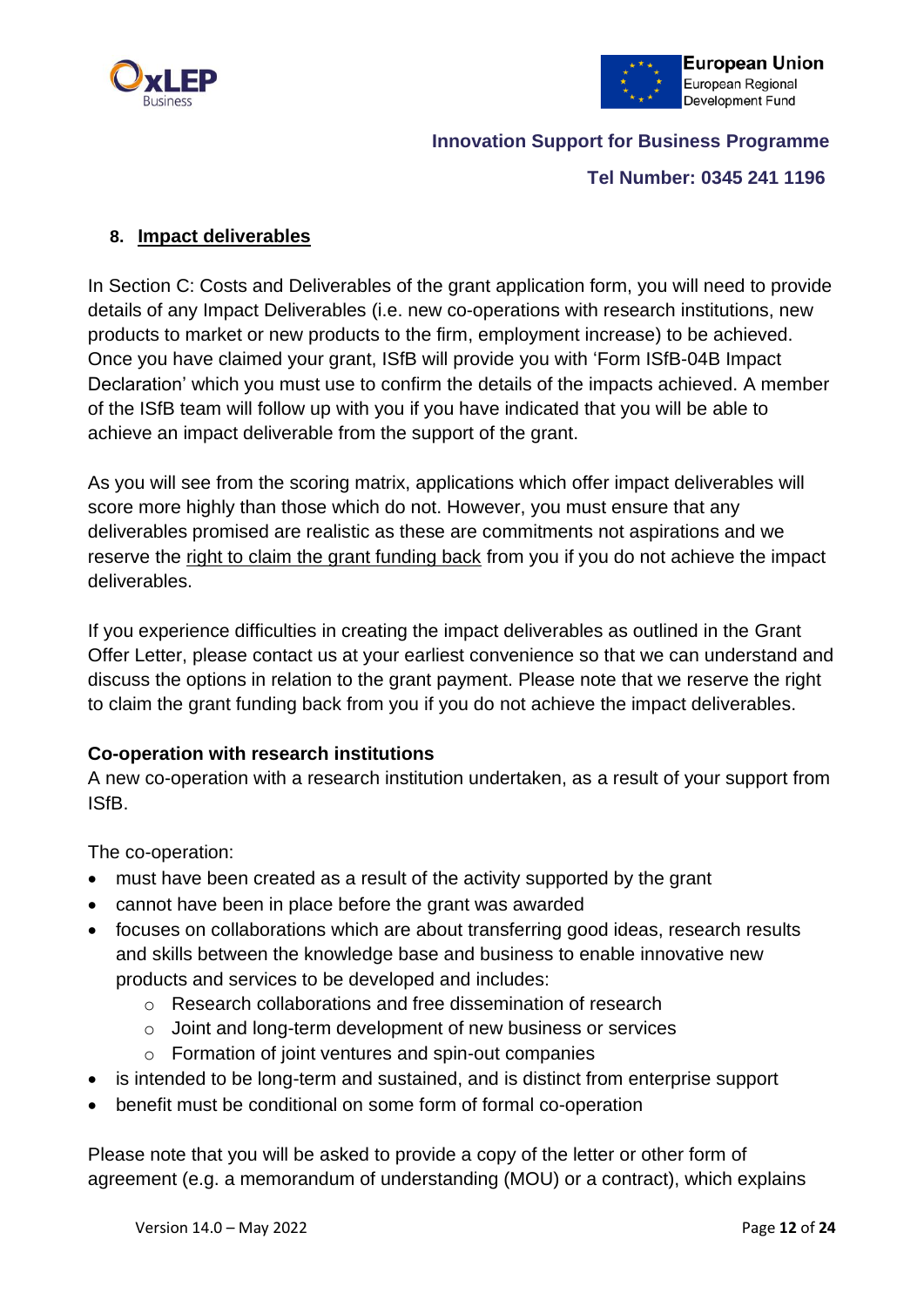## 8. Impact deliverables

In Section C: Costs and Deliverables of the grant application form, you will need to provide details of any Impact Deliverables (i.e. new co-operations with research institutions, new products to market or new products to the firm, employment increase) to be achieved. Once you have claimed your grant, ISfB will provide you with 'Form ISfB-04B Impact Declaration' which you must use to confirm the details of the impacts achieved. A member of the ISfB team will follow up with you if you have indicated that you will be able to achieve an impact deliverable from the support of the grant.

As you will see from the scoring matrix, applications which offer impact deliverables will score more highly than those which do not. However, you must ensure that any deliverables promised are realistic as these are commitments not aspirations and we reserve the right to claim the grant funding back from you if you do not achieve the impact deliverables.

If you experience difficulties in creating the impact deliverables as outlined in the Grant Offer Letter, please contact us at your earliest convenience so that we can understand and discuss the options in relation to the grant payment. Please note that we reserve the right to claim the grant funding back from you if you do not achieve the impact deliverables.

**Co-operation with research institutions**

A new co-operation with a research institution undertaken, as a result of your support from ISfB.

The co-operation:

- must have been created as a result of the activity supported by the grant
- cannot have been in place before the grant was awarded
- focuses on collaborations which are about transferring good ideas, research results and skills between the knowledge base and business to enable innovative new products and services to be developed and includes:
  - Research collaborations and free dissemination of research
  - Joint and long-term development of new business or services
  - Formation of joint ventures and spin-out companies
- is intended to be long-term and sustained, and is distinct from enterprise support
- benefit must be conditional on some form of formal co-operation

Please note that you will be asked to provide a copy of the letter or other form of agreement (e.g. a memorandum of understanding (MOU) or a contract), which explains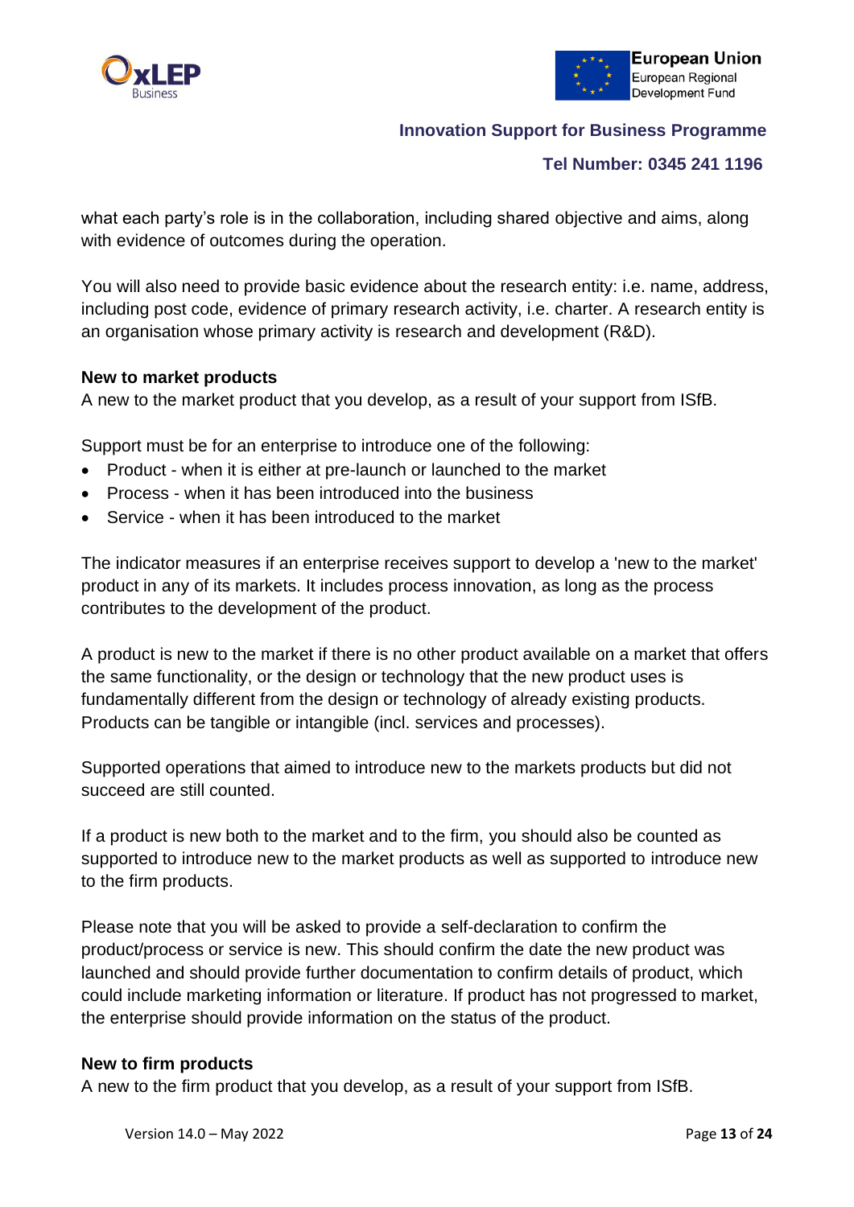what each party's role is in the collaboration, including shared objective and aims, along with evidence of outcomes during the operation.

You will also need to provide basic evidence about the research entity: i.e. name, address, including post code, evidence of primary research activity, i.e. charter. A research entity is an organisation whose primary activity is research and development (R&D).

**New to market products**
A new to the market product that you develop, as a result of your support from ISfB.

Support must be for an enterprise to introduce one of the following:

- Product - when it is either at pre-launch or launched to the market
- Process - when it has been introduced into the business
- Service - when it has been introduced to the market

The indicator measures if an enterprise receives support to develop a 'new to the market' product in any of its markets. It includes process innovation, as long as the process contributes to the development of the product.

A product is new to the market if there is no other product available on a market that offers the same functionality, or the design or technology that the new product uses is fundamentally different from the design or technology of already existing products. Products can be tangible or intangible (incl. services and processes).

Supported operations that aimed to introduce new to the markets products but did not succeed are still counted.

If a product is new both to the market and to the firm, you should also be counted as supported to introduce new to the market products as well as supported to introduce new to the firm products.

Please note that you will be asked to provide a self-declaration to confirm the product/process or service is new. This should confirm the date the new product was launched and should provide further documentation to confirm details of product, which could include marketing information or literature. If product has not progressed to market, the enterprise should provide information on the status of the product.

**New to firm products**
A new to the firm product that you develop, as a result of your support from ISfB.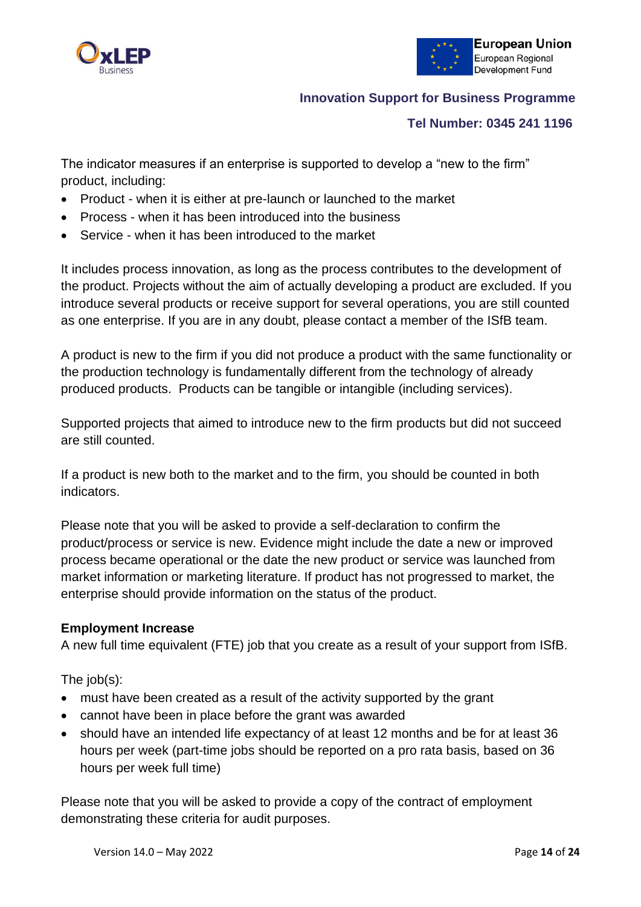The indicator measures if an enterprise is supported to develop a "new to the firm" product, including:

- Product - when it is either at pre-launch or launched to the market
- Process - when it has been introduced into the business
- Service - when it has been introduced to the market

It includes process innovation, as long as the process contributes to the development of the product. Projects without the aim of actually developing a product are excluded. If you introduce several products or receive support for several operations, you are still counted as one enterprise. If you are in any doubt, please contact a member of the ISfB team.

A product is new to the firm if you did not produce a product with the same functionality or the production technology is fundamentally different from the technology of already produced products. Products can be tangible or intangible (including services).

Supported projects that aimed to introduce new to the firm products but did not succeed are still counted.

If a product is new both to the market and to the firm, you should be counted in both indicators.

Please note that you will be asked to provide a self-declaration to confirm the product/process or service is new. Evidence might include the date a new or improved process became operational or the date the new product or service was launched from market information or marketing literature. If product has not progressed to market, the enterprise should provide information on the status of the product.

**Employment Increase**

A new full time equivalent (FTE) job that you create as a result of your support from ISfB.

The job(s):

- must have been created as a result of the activity supported by the grant
- cannot have been in place before the grant was awarded
- should have an intended life expectancy of at least 12 months and be for at least 36 hours per week (part-time jobs should be reported on a pro rata basis, based on 36 hours per week full time)

Please note that you will be asked to provide a copy of the contract of employment demonstrating these criteria for audit purposes.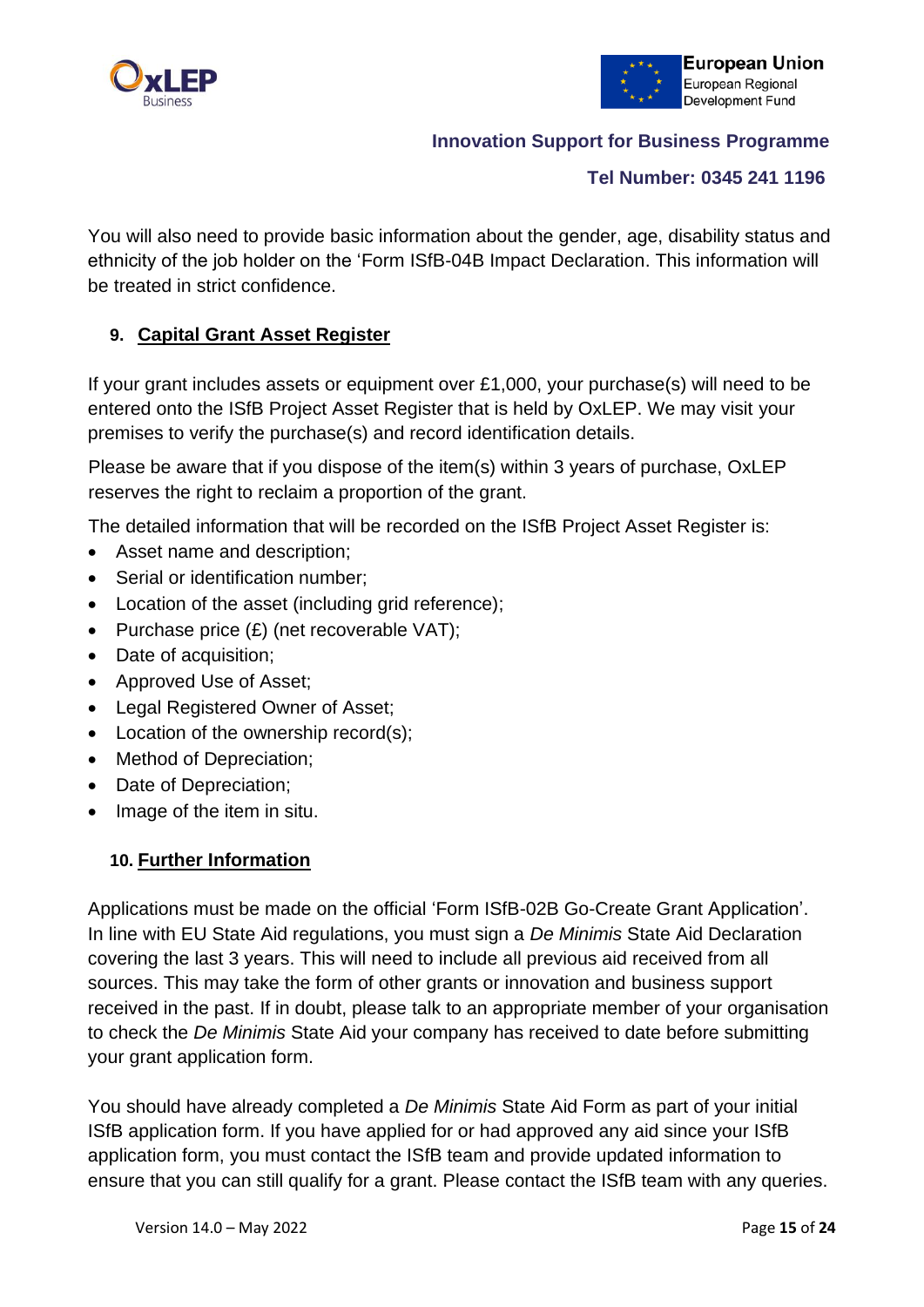You will also need to provide basic information about the gender, age, disability status and ethnicity of the job holder on the 'Form ISfB-04B Impact Declaration. This information will be treated in strict confidence.

## 9. Capital Grant Asset Register

If your grant includes assets or equipment over £1,000, your purchase(s) will need to be entered onto the ISfB Project Asset Register that is held by OxLEP. We may visit your premises to verify the purchase(s) and record identification details.

Please be aware that if you dispose of the item(s) within 3 years of purchase, OxLEP reserves the right to reclaim a proportion of the grant.

The detailed information that will be recorded on the ISfB Project Asset Register is:

- Asset name and description;
- Serial or identification number;
- Location of the asset (including grid reference);
- Purchase price (£) (net recoverable VAT);
- Date of acquisition;
- Approved Use of Asset;
- Legal Registered Owner of Asset;
- Location of the ownership record(s);
- Method of Depreciation;
- Date of Depreciation;
- Image of the item in situ.

## 10. Further Information

Applications must be made on the official 'Form ISfB-02B Go-Create Grant Application'. In line with EU State Aid regulations, you must sign a *De Minimis* State Aid Declaration covering the last 3 years. This will need to include all previous aid received from all sources. This may take the form of other grants or innovation and business support received in the past. If in doubt, please talk to an appropriate member of your organisation to check the *De Minimis* State Aid your company has received to date before submitting your grant application form.

You should have already completed a *De Minimis* State Aid Form as part of your initial ISfB application form. If you have applied for or had approved any aid since your ISfB application form, you must contact the ISfB team and provide updated information to ensure that you can still qualify for a grant. Please contact the ISfB team with any queries.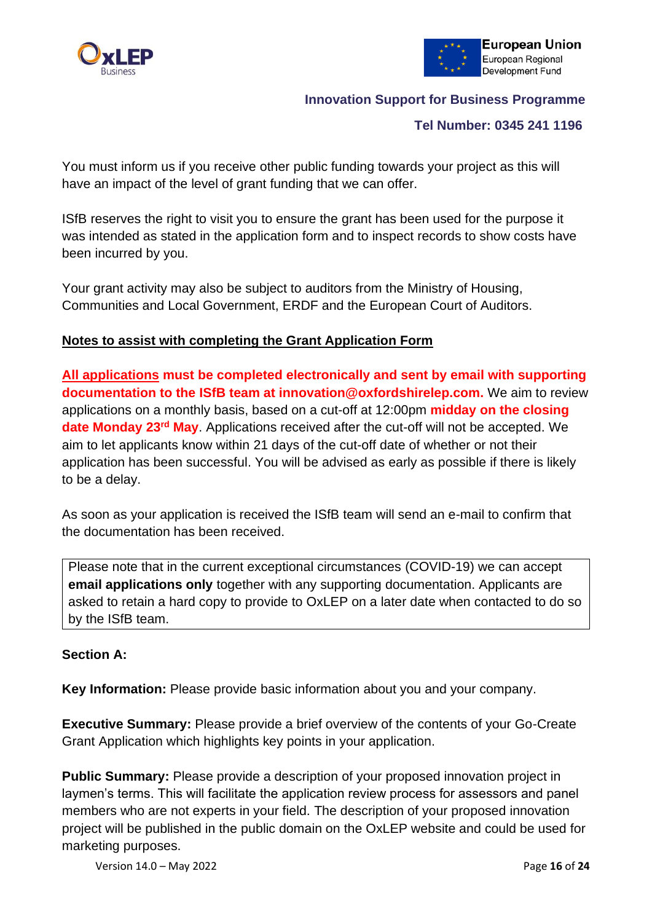You must inform us if you receive other public funding towards your project as this will have an impact of the level of grant funding that we can offer.

ISfB reserves the right to visit you to ensure the grant has been used for the purpose it was intended as stated in the application form and to inspect records to show costs have been incurred by you.

Your grant activity may also be subject to auditors from the Ministry of Housing, Communities and Local Government, ERDF and the European Court of Auditors.

## Notes to assist with completing the Grant Application Form

**All applications must be completed electronically and sent by email with supporting documentation to the ISfB team at innovation@oxfordshirelep.com.** We aim to review applications on a monthly basis, based on a cut-off at 12:00pm **midday on the closing date Monday 23rd May**. Applications received after the cut-off will not be accepted. We aim to let applicants know within 21 days of the cut-off date of whether or not their application has been successful. You will be advised as early as possible if there is likely to be a delay.

As soon as your application is received the ISfB team will send an e-mail to confirm that the documentation has been received.

> Please note that in the current exceptional circumstances (COVID-19) we can accept **email applications only** together with any supporting documentation. Applicants are asked to retain a hard copy to provide to OxLEP on a later date when contacted to do so by the ISfB team.

**Section A:**

**Key Information:** Please provide basic information about you and your company.

**Executive Summary:** Please provide a brief overview of the contents of your Go-Create Grant Application which highlights key points in your application.

**Public Summary:** Please provide a description of your proposed innovation project in laymen's terms. This will facilitate the application review process for assessors and panel members who are not experts in your field. The description of your proposed innovation project will be published in the public domain on the OxLEP website and could be used for marketing purposes.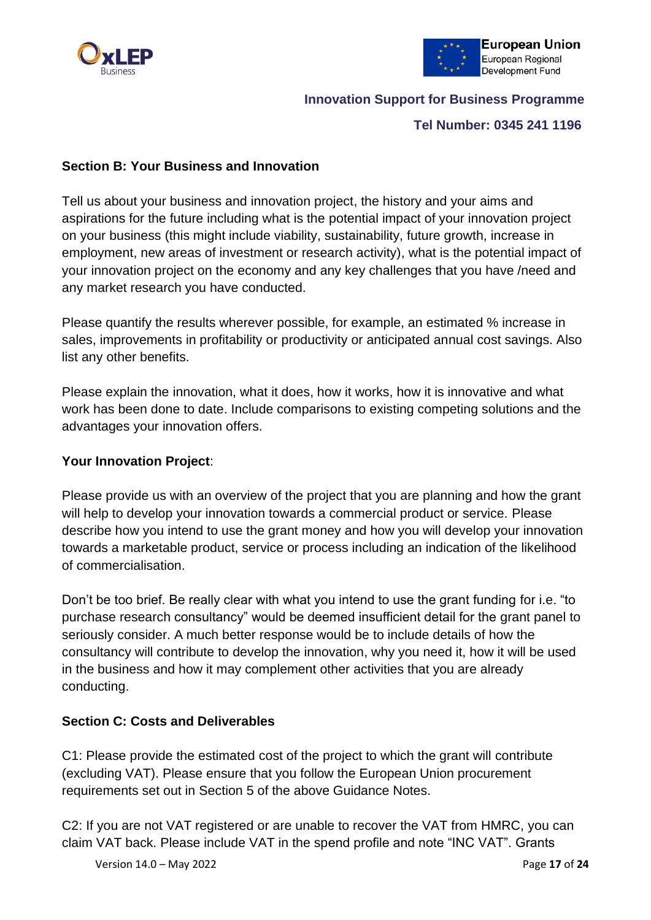## Section B: Your Business and Innovation

Tell us about your business and innovation project, the history and your aims and aspirations for the future including what is the potential impact of your innovation project on your business (this might include viability, sustainability, future growth, increase in employment, new areas of investment or research activity), what is the potential impact of your innovation project on the economy and any key challenges that you have /need and any market research you have conducted.

Please quantify the results wherever possible, for example, an estimated % increase in sales, improvements in profitability or productivity or anticipated annual cost savings. Also list any other benefits.

Please explain the innovation, what it does, how it works, how it is innovative and what work has been done to date. Include comparisons to existing competing solutions and the advantages your innovation offers.

**Your Innovation Project**:

Please provide us with an overview of the project that you are planning and how the grant will help to develop your innovation towards a commercial product or service. Please describe how you intend to use the grant money and how you will develop your innovation towards a marketable product, service or process including an indication of the likelihood of commercialisation.

Don't be too brief. Be really clear with what you intend to use the grant funding for i.e. "to purchase research consultancy" would be deemed insufficient detail for the grant panel to seriously consider. A much better response would be to include details of how the consultancy will contribute to develop the innovation, why you need it, how it will be used in the business and how it may complement other activities that you are already conducting.

## Section C: Costs and Deliverables

C1: Please provide the estimated cost of the project to which the grant will contribute (excluding VAT). Please ensure that you follow the European Union procurement requirements set out in Section 5 of the above Guidance Notes.

C2: If you are not VAT registered or are unable to recover the VAT from HMRC, you can claim VAT back. Please include VAT in the spend profile and note "INC VAT". Grants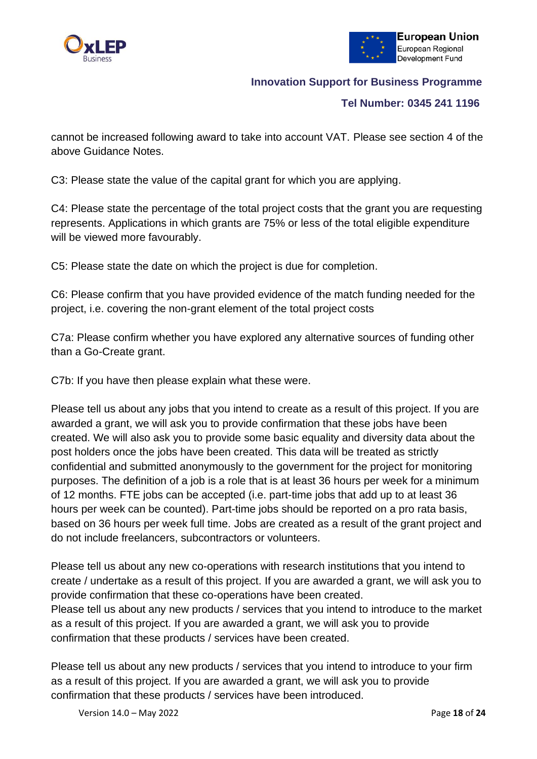cannot be increased following award to take into account VAT. Please see section 4 of the above Guidance Notes.

C3: Please state the value of the capital grant for which you are applying.

C4: Please state the percentage of the total project costs that the grant you are requesting represents. Applications in which grants are 75% or less of the total eligible expenditure will be viewed more favourably.

C5: Please state the date on which the project is due for completion.

C6: Please confirm that you have provided evidence of the match funding needed for the project, i.e. covering the non-grant element of the total project costs

C7a: Please confirm whether you have explored any alternative sources of funding other than a Go-Create grant.

C7b: If you have then please explain what these were.

Please tell us about any jobs that you intend to create as a result of this project. If you are awarded a grant, we will ask you to provide confirmation that these jobs have been created. We will also ask you to provide some basic equality and diversity data about the post holders once the jobs have been created. This data will be treated as strictly confidential and submitted anonymously to the government for the project for monitoring purposes. The definition of a job is a role that is at least 36 hours per week for a minimum of 12 months. FTE jobs can be accepted (i.e. part-time jobs that add up to at least 36 hours per week can be counted). Part-time jobs should be reported on a pro rata basis, based on 36 hours per week full time. Jobs are created as a result of the grant project and do not include freelancers, subcontractors or volunteers.

Please tell us about any new co-operations with research institutions that you intend to create / undertake as a result of this project. If you are awarded a grant, we will ask you to provide confirmation that these co-operations have been created.
Please tell us about any new products / services that you intend to introduce to the market as a result of this project. If you are awarded a grant, we will ask you to provide confirmation that these products / services have been created.

Please tell us about any new products / services that you intend to introduce to your firm as a result of this project. If you are awarded a grant, we will ask you to provide confirmation that these products / services have been introduced.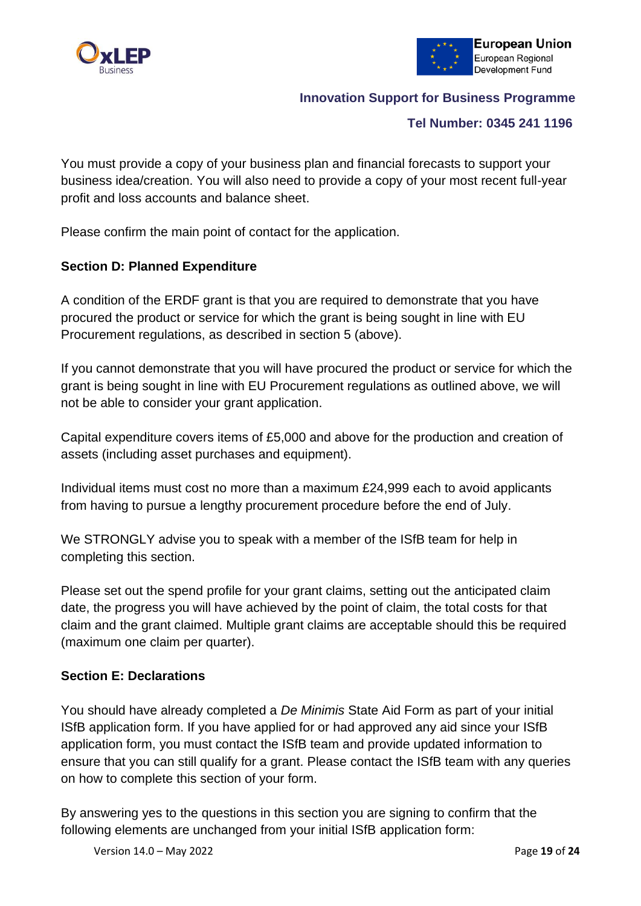You must provide a copy of your business plan and financial forecasts to support your business idea/creation. You will also need to provide a copy of your most recent full-year profit and loss accounts and balance sheet.

Please confirm the main point of contact for the application.

**Section D: Planned Expenditure**

A condition of the ERDF grant is that you are required to demonstrate that you have procured the product or service for which the grant is being sought in line with EU Procurement regulations, as described in section 5 (above).

If you cannot demonstrate that you will have procured the product or service for which the grant is being sought in line with EU Procurement regulations as outlined above, we will not be able to consider your grant application.

Capital expenditure covers items of £5,000 and above for the production and creation of assets (including asset purchases and equipment).

Individual items must cost no more than a maximum £24,999 each to avoid applicants from having to pursue a lengthy procurement procedure before the end of July.

We STRONGLY advise you to speak with a member of the ISfB team for help in completing this section.

Please set out the spend profile for your grant claims, setting out the anticipated claim date, the progress you will have achieved by the point of claim, the total costs for that claim and the grant claimed. Multiple grant claims are acceptable should this be required (maximum one claim per quarter).

**Section E: Declarations**

You should have already completed a *De Minimis* State Aid Form as part of your initial ISfB application form. If you have applied for or had approved any aid since your ISfB application form, you must contact the ISfB team and provide updated information to ensure that you can still qualify for a grant. Please contact the ISfB team with any queries on how to complete this section of your form.

By answering yes to the questions in this section you are signing to confirm that the following elements are unchanged from your initial ISfB application form: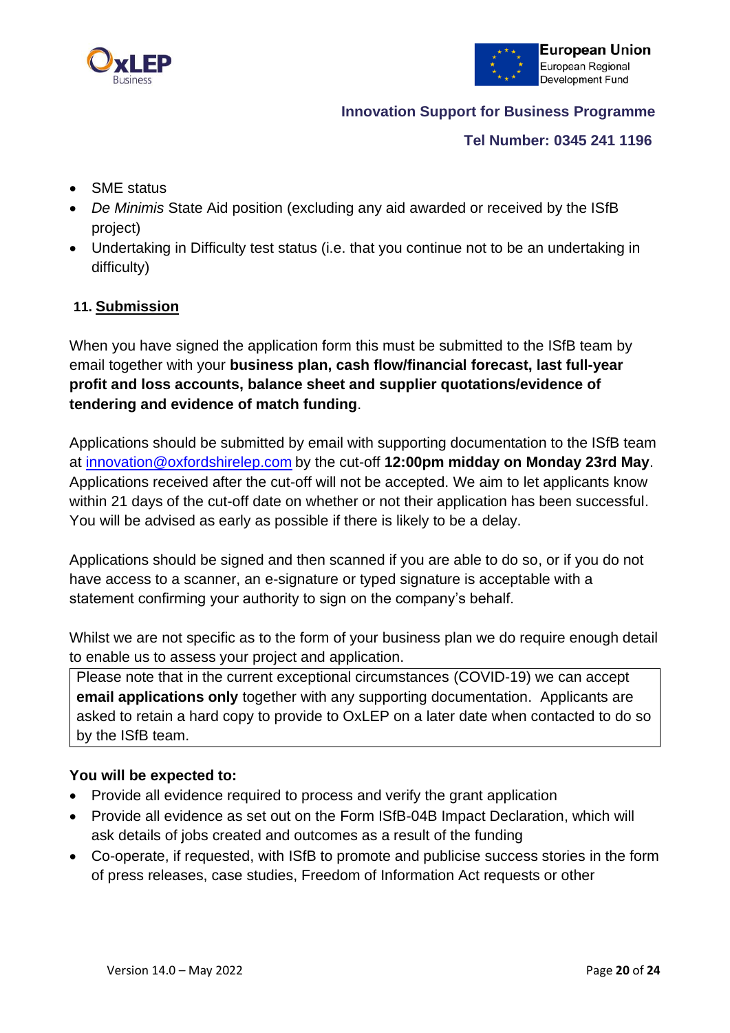- SME status
- *De Minimis* State Aid position (excluding any aid awarded or received by the ISfB project)
- Undertaking in Difficulty test status (i.e. that you continue not to be an undertaking in difficulty)

## 11. Submission

When you have signed the application form this must be submitted to the ISfB team by email together with your **business plan, cash flow/financial forecast, last full-year profit and loss accounts, balance sheet and supplier quotations/evidence of tendering and evidence of match funding**.

Applications should be submitted by email with supporting documentation to the ISfB team at innovation@oxfordshirelep.com by the cut-off **12:00pm midday on Monday 23rd May**. Applications received after the cut-off will not be accepted. We aim to let applicants know within 21 days of the cut-off date on whether or not their application has been successful. You will be advised as early as possible if there is likely to be a delay.

Applications should be signed and then scanned if you are able to do so, or if you do not have access to a scanner, an e-signature or typed signature is acceptable with a statement confirming your authority to sign on the company's behalf.

Whilst we are not specific as to the form of your business plan we do require enough detail to enable us to assess your project and application.

> Please note that in the current exceptional circumstances (COVID-19) we can accept **email applications only** together with any supporting documentation. Applicants are asked to retain a hard copy to provide to OxLEP on a later date when contacted to do so by the ISfB team.

**You will be expected to:**

- Provide all evidence required to process and verify the grant application
- Provide all evidence as set out on the Form ISfB-04B Impact Declaration, which will ask details of jobs created and outcomes as a result of the funding
- Co-operate, if requested, with ISfB to promote and publicise success stories in the form of press releases, case studies, Freedom of Information Act requests or other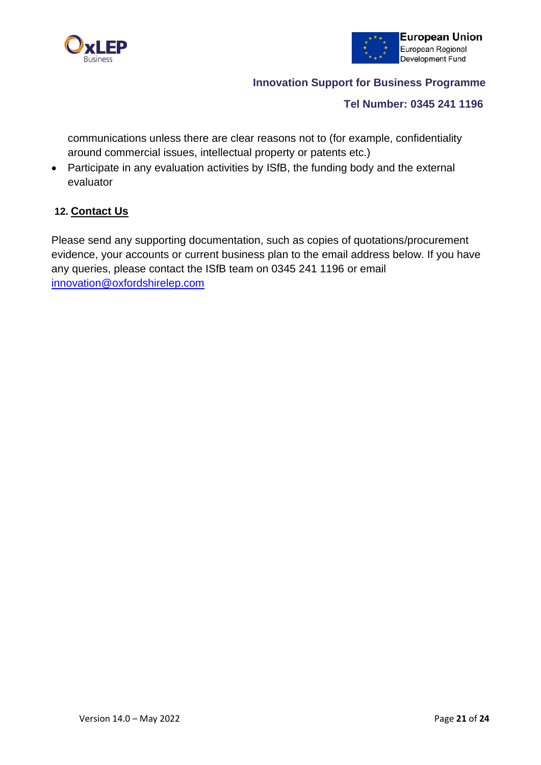communications unless there are clear reasons not to (for example, confidentiality around commercial issues, intellectual property or patents etc.)

- Participate in any evaluation activities by ISfB, the funding body and the external evaluator

## 12. Contact Us

Please send any supporting documentation, such as copies of quotations/procurement evidence, your accounts or current business plan to the email address below. If you have any queries, please contact the ISfB team on 0345 241 1196 or email innovation@oxfordshirelep.com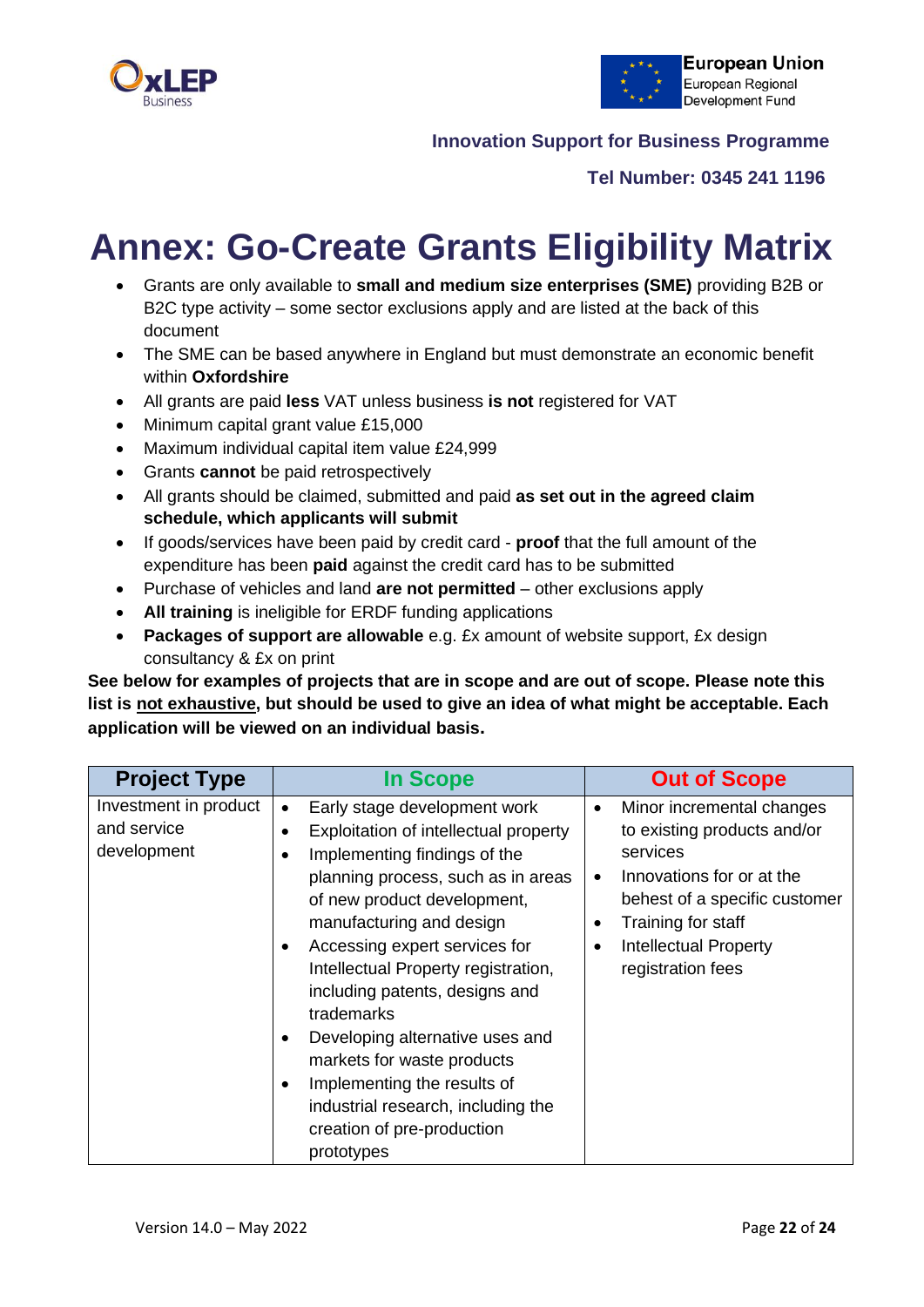Innovation Support for Business Programme

Tel Number: 0345 241 1196

# Annex: Go-Create Grants Eligibility Matrix

- Grants are only available to **small and medium size enterprises (SME)** providing B2B or B2C type activity – some sector exclusions apply and are listed at the back of this document
- The SME can be based anywhere in England but must demonstrate an economic benefit within **Oxfordshire**
- All grants are paid **less** VAT unless business **is not** registered for VAT
- Minimum capital grant value £15,000
- Maximum individual capital item value £24,999
- Grants **cannot** be paid retrospectively
- All grants should be claimed, submitted and paid **as set out in the agreed claim schedule, which applicants will submit**
- If goods/services have been paid by credit card - **proof** that the full amount of the expenditure has been **paid** against the credit card has to be submitted
- Purchase of vehicles and land **are not permitted** – other exclusions apply
- **All training** is ineligible for ERDF funding applications
- **Packages of support are allowable** e.g. £x amount of website support, £x design consultancy & £x on print

**See below for examples of projects that are in scope and are out of scope. Please note this list is <u>not exhaustive</u>, but should be used to give an idea of what might be acceptable. Each application will be viewed on an individual basis.**

| Project Type | In Scope | Out of Scope |
|---|---|---|
| Investment in product and service development | • Early stage development work<br>• Exploitation of intellectual property<br>• Implementing findings of the planning process, such as in areas of new product development, manufacturing and design<br>• Accessing expert services for Intellectual Property registration, including patents, designs and trademarks<br>• Developing alternative uses and markets for waste products<br>• Implementing the results of industrial research, including the creation of pre-production prototypes | • Minor incremental changes to existing products and/or services<br>• Innovations for or at the behest of a specific customer<br>• Training for staff<br>• Intellectual Property registration fees |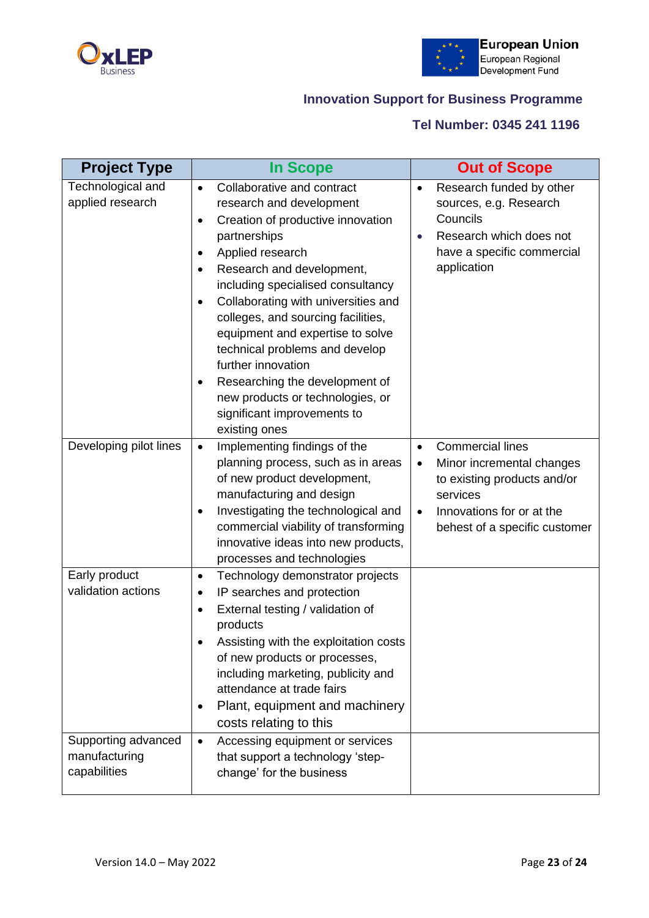| Project Type | In Scope | Out of Scope |
| --- | --- | --- |
| Technological and applied research | • Collaborative and contract research and development<br>• Creation of productive innovation partnerships<br>• Applied research<br>• Research and development, including specialised consultancy<br>• Collaborating with universities and colleges, and sourcing facilities, equipment and expertise to solve technical problems and develop further innovation<br>• Researching the development of new products or technologies, or significant improvements to existing ones | • Research funded by other sources, e.g. Research Councils<br>• Research which does not have a specific commercial application |
| Developing pilot lines | • Implementing findings of the planning process, such as in areas of new product development, manufacturing and design<br>• Investigating the technological and commercial viability of transforming innovative ideas into new products, processes and technologies | • Commercial lines<br>• Minor incremental changes to existing products and/or services<br>• Innovations for or at the behest of a specific customer |
| Early product validation actions | • Technology demonstrator projects<br>• IP searches and protection<br>• External testing / validation of products<br>• Assisting with the exploitation costs of new products or processes, including marketing, publicity and attendance at trade fairs<br>• Plant, equipment and machinery costs relating to this | |
| Supporting advanced manufacturing capabilities | • Accessing equipment or services that support a technology 'step-change' for the business | |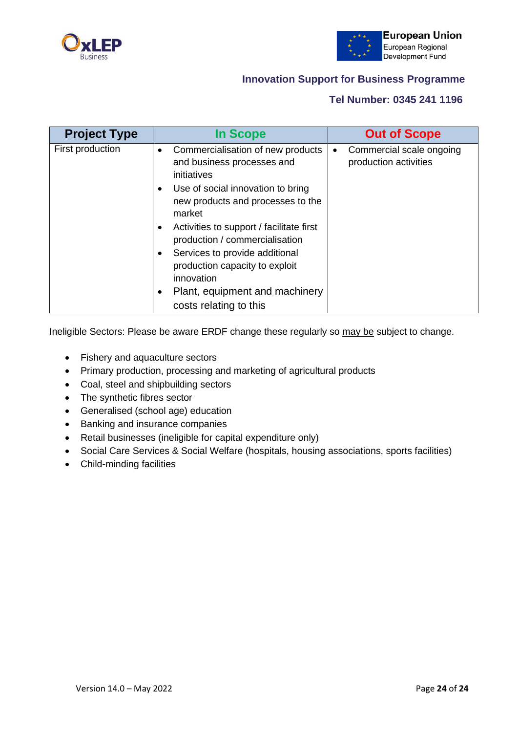| Project Type | In Scope | Out of Scope |
|---|---|---|
| First production | • Commercialisation of new products and business processes and initiatives<br>• Use of social innovation to bring new products and processes to the market<br>• Activities to support / facilitate first production / commercialisation<br>• Services to provide additional production capacity to exploit innovation<br>• Plant, equipment and machinery costs relating to this | • Commercial scale ongoing production activities |

Ineligible Sectors: Please be aware ERDF change these regularly so may be subject to change.

- Fishery and aquaculture sectors
- Primary production, processing and marketing of agricultural products
- Coal, steel and shipbuilding sectors
- The synthetic fibres sector
- Generalised (school age) education
- Banking and insurance companies
- Retail businesses (ineligible for capital expenditure only)
- Social Care Services & Social Welfare (hospitals, housing associations, sports facilities)
- Child-minding facilities